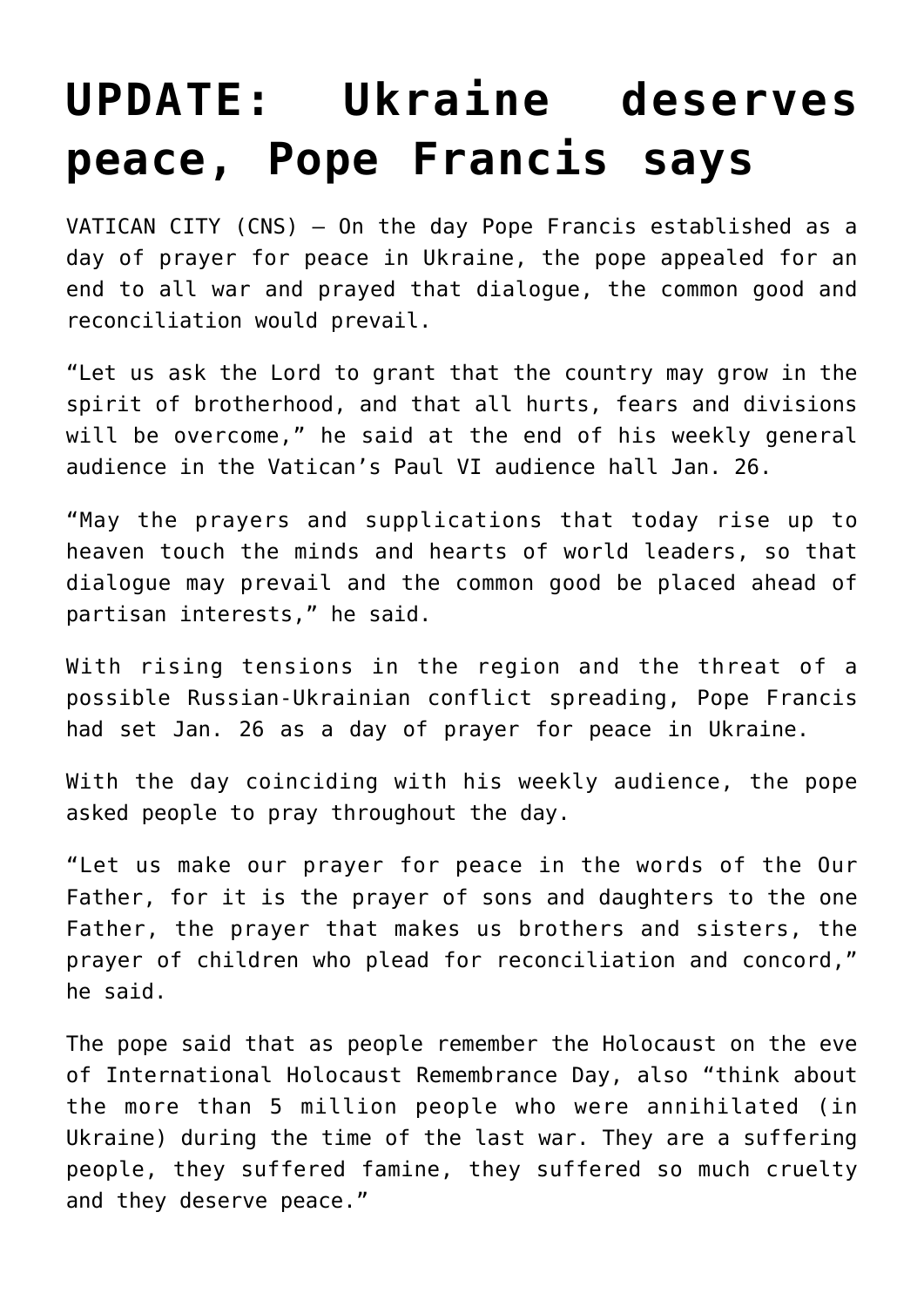# UPDATE: Ukraine deserves peace, Pope Francis says

VATICAN CITY (CNS) — On the day Pope Francis established as a day of prayer for peace in Ukraine, the pope appealed for an end to all war and prayed that dialogue, the common good and reconciliation would prevail.

"Let us ask the Lord to grant that the country may grow in the spirit of brotherhood, and that all hurts, fears and divisions will be overcome," he said at the end of his weekly general audience in the Vatican's Paul VI audience hall Jan. 26.

"May the prayers and supplications that today rise up to heaven touch the minds and hearts of world leaders, so that dialogue may prevail and the common good be placed ahead of partisan interests," he said.

With rising tensions in the region and the threat of a possible Russian-Ukrainian conflict spreading, Pope Francis had set Jan. 26 as a day of prayer for peace in Ukraine.

With the day coinciding with his weekly audience, the pope asked people to pray throughout the day.

"Let us make our prayer for peace in the words of the Our Father, for it is the prayer of sons and daughters to the one Father, the prayer that makes us brothers and sisters, the prayer of children who plead for reconciliation and concord," he said.

The pope said that as people remember the Holocaust on the eve of International Holocaust Remembrance Day, also "think about the more than 5 million people who were annihilated (in Ukraine) during the time of the last war. They are a suffering people, they suffered famine, they suffered so much cruelty and they deserve peace."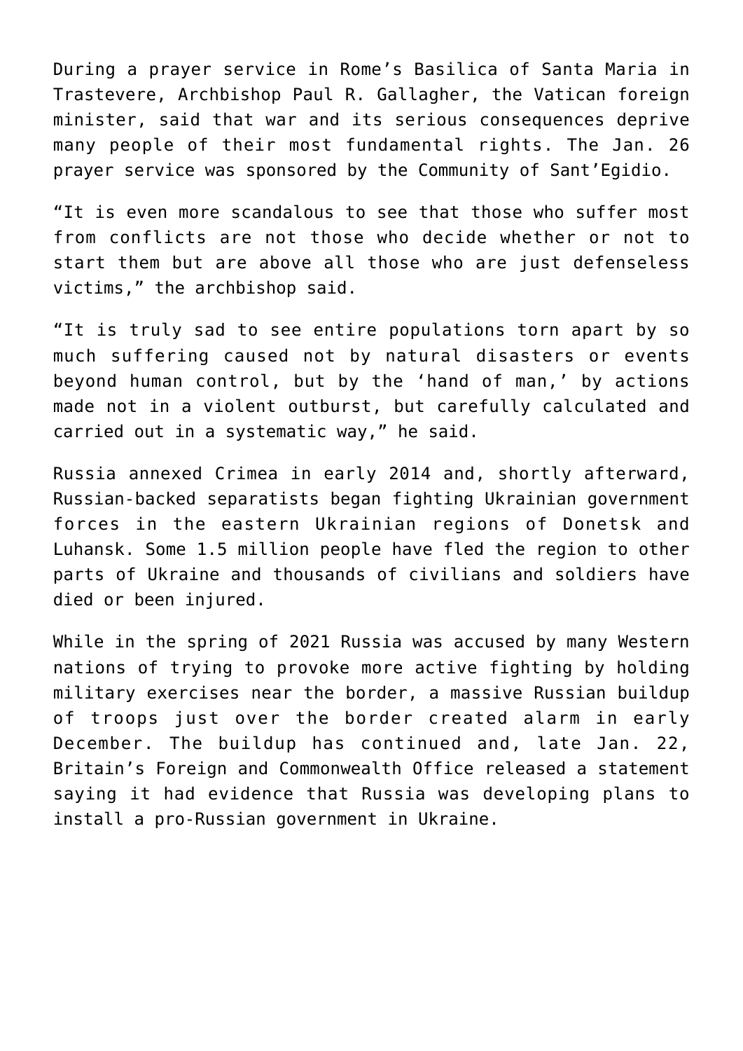During a prayer service in Rome's Basilica of Santa Maria in Trastevere, Archbishop Paul R. Gallagher, the Vatican foreign minister, said that war and its serious consequences deprive many people of their most fundamental rights. The Jan. 26 prayer service was sponsored by the Community of Sant'Egidio.

"It is even more scandalous to see that those who suffer most from conflicts are not those who decide whether or not to start them but are above all those who are just defenseless victims," the archbishop said.

"It is truly sad to see entire populations torn apart by so much suffering caused not by natural disasters or events beyond human control, but by the 'hand of man,' by actions made not in a violent outburst, but carefully calculated and carried out in a systematic way," he said.

Russia annexed Crimea in early 2014 and, shortly afterward, Russian-backed separatists began fighting Ukrainian government forces in the eastern Ukrainian regions of Donetsk and Luhansk. Some 1.5 million people have fled the region to other parts of Ukraine and thousands of civilians and soldiers have died or been injured.

While in the spring of 2021 Russia was accused by many Western nations of trying to provoke more active fighting by holding military exercises near the border, a massive Russian buildup of troops just over the border created alarm in early December. The buildup has continued and, late Jan. 22, Britain's Foreign and Commonwealth Office released a statement saying it had evidence that Russia was developing plans to install a pro-Russian government in Ukraine.